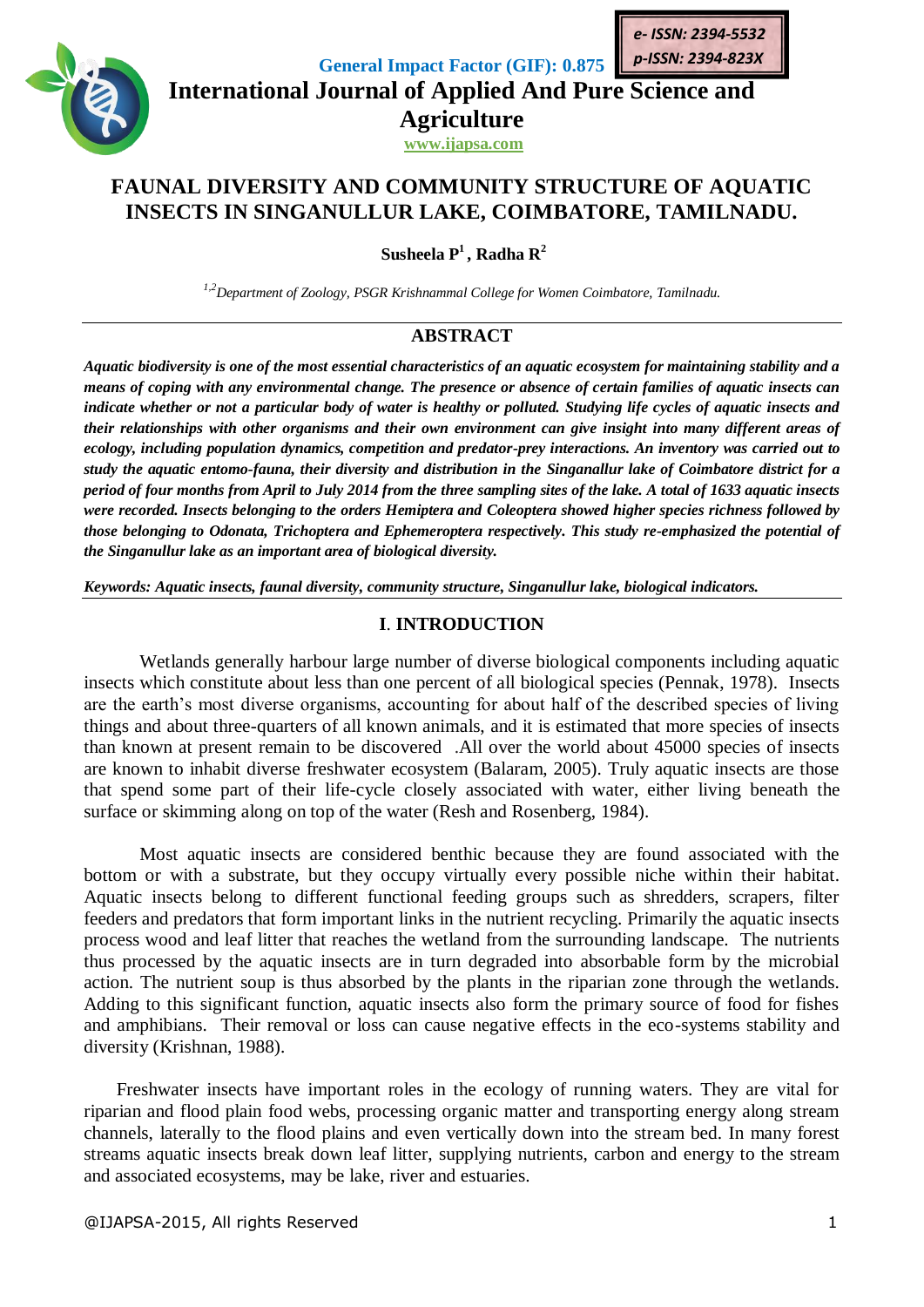General Impact Factor (GIF): 0.875

e- ISSN: 2394-5532
p-ISSN: 2394-823X

International Journal of Applied And Pure Science and Agriculture

www.ijapsa.com

# FAUNAL DIVERSITY AND COMMUNITY STRUCTURE OF AQUATIC INSECTS IN SINGANULLUR LAKE, COIMBATORE, TAMILNADU.

**Susheela P[1] , Radha R[2]**

*[1,2]Department of Zoology, PSGR Krishnammal College for Women Coimbatore, Tamilnadu.*

## ABSTRACT

***Aquatic biodiversity is one of the most essential characteristics of an aquatic ecosystem for maintaining stability and a means of coping with any environmental change. The presence or absence of certain families of aquatic insects can indicate whether or not a particular body of water is healthy or polluted. Studying life cycles of aquatic insects and their relationships with other organisms and their own environment can give insight into many different areas of ecology, including population dynamics, competition and predator-prey interactions. An inventory was carried out to study the aquatic entomo-fauna, their diversity and distribution in the Singanallur lake of Coimbatore district for a period of four months from April to July 2014 from the three sampling sites of the lake. A total of 1633 aquatic insects were recorded. Insects belonging to the orders Hemiptera and Coleoptera showed higher species richness followed by those belonging to Odonata, Trichoptera and Ephemeroptera respectively. This study re-emphasized the potential of the Singanullur lake as an important area of biological diversity.***

***Keywords: Aquatic insects, faunal diversity, community structure, Singanullur lake, biological indicators.***

## I. INTRODUCTION

Wetlands generally harbour large number of diverse biological components including aquatic insects which constitute about less than one percent of all biological species (Pennak, 1978). Insects are the earth's most diverse organisms, accounting for about half of the described species of living things and about three-quarters of all known animals, and it is estimated that more species of insects than known at present remain to be discovered .All over the world about 45000 species of insects are known to inhabit diverse freshwater ecosystem (Balaram, 2005). Truly aquatic insects are those that spend some part of their life-cycle closely associated with water, either living beneath the surface or skimming along on top of the water (Resh and Rosenberg, 1984).

Most aquatic insects are considered benthic because they are found associated with the bottom or with a substrate, but they occupy virtually every possible niche within their habitat. Aquatic insects belong to different functional feeding groups such as shredders, scrapers, filter feeders and predators that form important links in the nutrient recycling. Primarily the aquatic insects process wood and leaf litter that reaches the wetland from the surrounding landscape. The nutrients thus processed by the aquatic insects are in turn degraded into absorbable form by the microbial action. The nutrient soup is thus absorbed by the plants in the riparian zone through the wetlands. Adding to this significant function, aquatic insects also form the primary source of food for fishes and amphibians. Their removal or loss can cause negative effects in the eco-systems stability and diversity (Krishnan, 1988).

Freshwater insects have important roles in the ecology of running waters. They are vital for riparian and flood plain food webs, processing organic matter and transporting energy along stream channels, laterally to the flood plains and even vertically down into the stream bed. In many forest streams aquatic insects break down leaf litter, supplying nutrients, carbon and energy to the stream and associated ecosystems, may be lake, river and estuaries.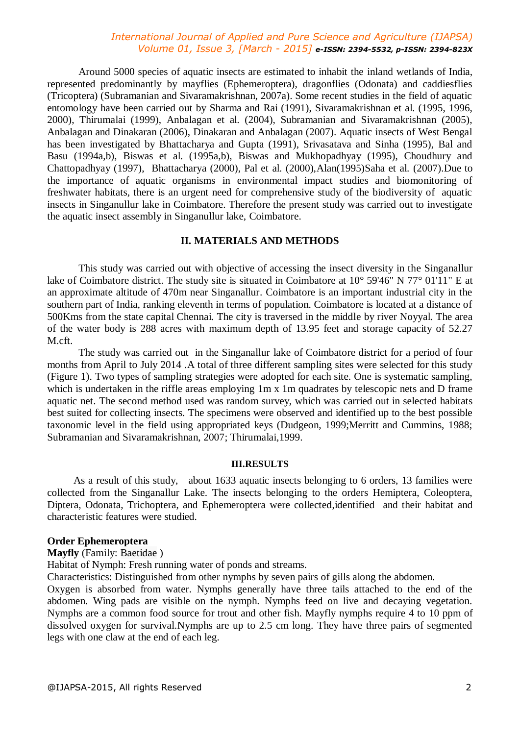Around 5000 species of aquatic insects are estimated to inhabit the inland wetlands of India, represented predominantly by mayflies (Ephemeroptera), dragonflies (Odonata) and caddiesflies (Tricoptera) (Subramanian and Sivaramakrishnan, 2007a). Some recent studies in the field of aquatic entomology have been carried out by Sharma and Rai (1991), Sivaramakrishnan et al. (1995, 1996, 2000), Thirumalai (1999), Anbalagan et al. (2004), Subramanian and Sivaramakrishnan (2005), Anbalagan and Dinakaran (2006), Dinakaran and Anbalagan (2007). Aquatic insects of West Bengal has been investigated by Bhattacharya and Gupta (1991), Srivasatava and Sinha (1995), Bal and Basu (1994a,b), Biswas et al. (1995a,b), Biswas and Mukhopadhyay (1995), Choudhury and Chattopadhyay (1997), Bhattacharya (2000), Pal et al. (2000),Alan(1995)Saha et al. (2007).Due to the importance of aquatic organisms in environmental impact studies and biomonitoring of freshwater habitats, there is an urgent need for comprehensive study of the biodiversity of aquatic insects in Singanullur lake in Coimbatore. Therefore the present study was carried out to investigate the aquatic insect assembly in Singanullur lake, Coimbatore.

## II. MATERIALS AND METHODS

This study was carried out with objective of accessing the insect diversity in the Singanallur lake of Coimbatore district. The study site is situated in Coimbatore at 10° 59'46" N 77° 01'11" E at an approximate altitude of 470m near Singanallur. Coimbatore is an important industrial city in the southern part of India, ranking eleventh in terms of population. Coimbatore is located at a distance of 500Kms from the state capital Chennai. The city is traversed in the middle by river Noyyal. The area of the water body is 288 acres with maximum depth of 13.95 feet and storage capacity of 52.27 M.cft.

The study was carried out in the Singanallur lake of Coimbatore district for a period of four months from April to July 2014 .A total of three different sampling sites were selected for this study (Figure 1). Two types of sampling strategies were adopted for each site. One is systematic sampling, which is undertaken in the riffle areas employing 1m x 1m quadrates by telescopic nets and D frame aquatic net. The second method used was random survey, which was carried out in selected habitats best suited for collecting insects. The specimens were observed and identified up to the best possible taxonomic level in the field using appropriated keys (Dudgeon, 1999;Merritt and Cummins, 1988; Subramanian and Sivaramakrishnan, 2007; Thirumalai,1999.

## III.RESULTS

As a result of this study, about 1633 aquatic insects belonging to 6 orders, 13 families were collected from the Singanallur Lake. The insects belonging to the orders Hemiptera, Coleoptera, Diptera, Odonata, Trichoptera, and Ephemeroptera were collected,identified and their habitat and characteristic features were studied.

**Order Ephemeroptera**

**Mayfly** (Family: Baetidae )

Habitat of Nymph: Fresh running water of ponds and streams.

Characteristics: Distinguished from other nymphs by seven pairs of gills along the abdomen.

Oxygen is absorbed from water. Nymphs generally have three tails attached to the end of the abdomen. Wing pads are visible on the nymph. Nymphs feed on live and decaying vegetation. Nymphs are a common food source for trout and other fish. Mayfly nymphs require 4 to 10 ppm of dissolved oxygen for survival.Nymphs are up to 2.5 cm long. They have three pairs of segmented legs with one claw at the end of each leg.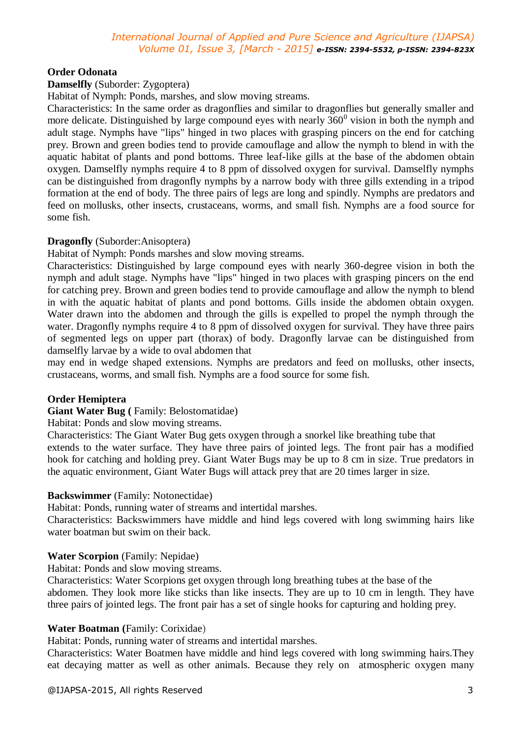**Order Odonata**

**Damselfly** (Suborder: Zygoptera)

Habitat of Nymph: Ponds, marshes, and slow moving streams.

Characteristics: In the same order as dragonflies and similar to dragonflies but generally smaller and more delicate. Distinguished by large compound eyes with nearly $360^0$ vision in both the nymph and adult stage. Nymphs have "lips" hinged in two places with grasping pincers on the end for catching prey. Brown and green bodies tend to provide camouflage and allow the nymph to blend in with the aquatic habitat of plants and pond bottoms. Three leaf-like gills at the base of the abdomen obtain oxygen. Damselfly nymphs require 4 to 8 ppm of dissolved oxygen for survival. Damselfly nymphs can be distinguished from dragonfly nymphs by a narrow body with three gills extending in a tripod formation at the end of body. The three pairs of legs are long and spindly. Nymphs are predators and feed on mollusks, other insects, crustaceans, worms, and small fish. Nymphs are a food source for some fish.

**Dragonfly** (Suborder:Anisoptera)

Habitat of Nymph: Ponds marshes and slow moving streams.

Characteristics: Distinguished by large compound eyes with nearly 360-degree vision in both the nymph and adult stage. Nymphs have "lips" hinged in two places with grasping pincers on the end for catching prey. Brown and green bodies tend to provide camouflage and allow the nymph to blend in with the aquatic habitat of plants and pond bottoms. Gills inside the abdomen obtain oxygen. Water drawn into the abdomen and through the gills is expelled to propel the nymph through the water. Dragonfly nymphs require 4 to 8 ppm of dissolved oxygen for survival. They have three pairs of segmented legs on upper part (thorax) of body. Dragonfly larvae can be distinguished from damselfly larvae by a wide to oval abdomen that
may end in wedge shaped extensions. Nymphs are predators and feed on mollusks, other insects, crustaceans, worms, and small fish. Nymphs are a food source for some fish.

**Order Hemiptera**

**Giant Water Bug (** Family: Belostomatidae)

Habitat: Ponds and slow moving streams.

Characteristics: The Giant Water Bug gets oxygen through a snorkel like breathing tube that
extends to the water surface. They have three pairs of jointed legs. The front pair has a modified hook for catching and holding prey. Giant Water Bugs may be up to 8 cm in size. True predators in the aquatic environment, Giant Water Bugs will attack prey that are 20 times larger in size.

**Backswimmer** (Family: Notonectidae)

Habitat: Ponds, running water of streams and intertidal marshes.

Characteristics: Backswimmers have middle and hind legs covered with long swimming hairs like water boatman but swim on their back.

**Water Scorpion** (Family: Nepidae)

Habitat: Ponds and slow moving streams.

Characteristics: Water Scorpions get oxygen through long breathing tubes at the base of the
abdomen. They look more like sticks than like insects. They are up to 10 cm in length. They have three pairs of jointed legs. The front pair has a set of single hooks for capturing and holding prey.

**Water Boatman (**Family: Corixidae)

Habitat: Ponds, running water of streams and intertidal marshes.

Characteristics: Water Boatmen have middle and hind legs covered with long swimming hairs.They eat decaying matter as well as other animals. Because they rely on atmospheric oxygen many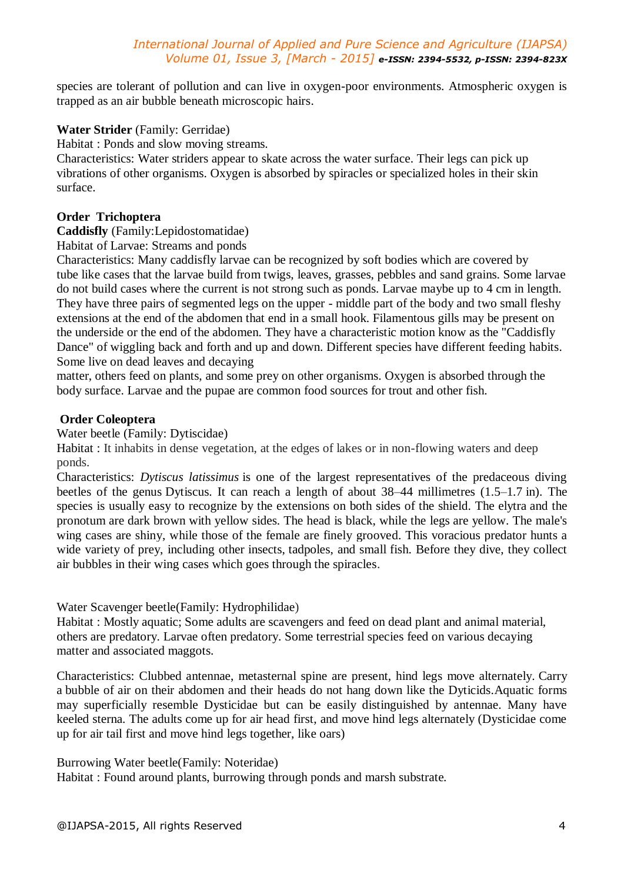species are tolerant of pollution and can live in oxygen-poor environments. Atmospheric oxygen is trapped as an air bubble beneath microscopic hairs.

**Water Strider** (Family: Gerridae)

Habitat : Ponds and slow moving streams.

Characteristics: Water striders appear to skate across the water surface. Their legs can pick up vibrations of other organisms. Oxygen is absorbed by spiracles or specialized holes in their skin surface.

**Order Trichoptera**

**Caddisfly** (Family:Lepidostomatidae)

Habitat of Larvae: Streams and ponds

Characteristics: Many caddisfly larvae can be recognized by soft bodies which are covered by tube like cases that the larvae build from twigs, leaves, grasses, pebbles and sand grains. Some larvae do not build cases where the current is not strong such as ponds. Larvae maybe up to 4 cm in length. They have three pairs of segmented legs on the upper - middle part of the body and two small fleshy extensions at the end of the abdomen that end in a small hook. Filamentous gills may be present on the underside or the end of the abdomen. They have a characteristic motion know as the "Caddisfly Dance" of wiggling back and forth and up and down. Different species have different feeding habits. Some live on dead leaves and decaying matter, others feed on plants, and some prey on other organisms. Oxygen is absorbed through the body surface. Larvae and the pupae are common food sources for trout and other fish.

**Order Coleoptera**

Water beetle (Family: Dytiscidae)

Habitat : It inhabits in dense vegetation, at the edges of lakes or in non-flowing waters and deep ponds.

Characteristics: *Dytiscus latissimus* is one of the largest representatives of the predaceous diving beetles of the genus Dytiscus. It can reach a length of about 38–44 millimetres (1.5–1.7 in). The species is usually easy to recognize by the extensions on both sides of the shield. The elytra and the pronotum are dark brown with yellow sides. The head is black, while the legs are yellow. The male's wing cases are shiny, while those of the female are finely grooved. This voracious predator hunts a wide variety of prey, including other insects, tadpoles, and small fish. Before they dive, they collect air bubbles in their wing cases which goes through the spiracles.

Water Scavenger beetle(Family: Hydrophilidae)

Habitat : Mostly aquatic; Some adults are scavengers and feed on dead plant and animal material, others are predatory. Larvae often predatory. Some terrestrial species feed on various decaying matter and associated maggots.

Characteristics: Clubbed antennae, metasternal spine are present, hind legs move alternately. Carry a bubble of air on their abdomen and their heads do not hang down like the Dyticids.Aquatic forms may superficially resemble Dysticidae but can be easily distinguished by antennae. Many have keeled sterna. The adults come up for air head first, and move hind legs alternately (Dysticidae come up for air tail first and move hind legs together, like oars)

Burrowing Water beetle(Family: Noteridae)

Habitat : Found around plants, burrowing through ponds and marsh substrate.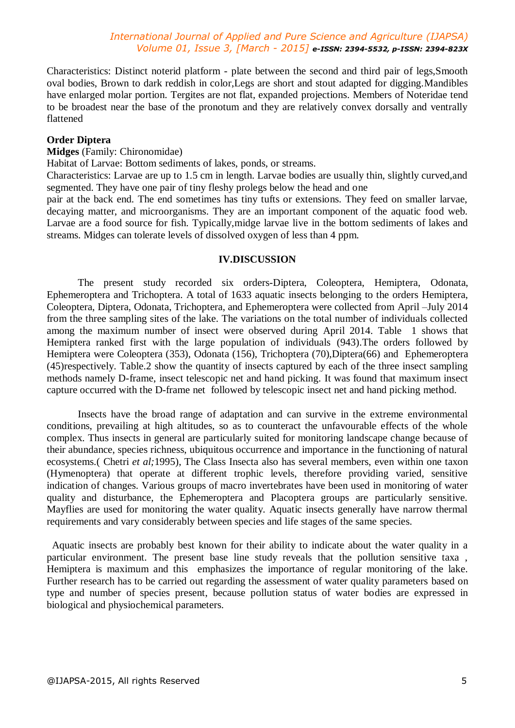Characteristics: Distinct noterid platform - plate between the second and third pair of legs,Smooth oval bodies, Brown to dark reddish in color,Legs are short and stout adapted for digging.Mandibles have enlarged molar portion. Tergites are not flat, expanded projections. Members of Noteridae tend to be broadest near the base of the pronotum and they are relatively convex dorsally and ventrally flattened

**Order Diptera**

**Midges** (Family: Chironomidae)

Habitat of Larvae: Bottom sediments of lakes, ponds, or streams.

Characteristics: Larvae are up to 1.5 cm in length. Larvae bodies are usually thin, slightly curved,and segmented. They have one pair of tiny fleshy prolegs below the head and one pair at the back end. The end sometimes has tiny tufts or extensions. They feed on smaller larvae, decaying matter, and microorganisms. They are an important component of the aquatic food web. Larvae are a food source for fish. Typically,midge larvae live in the bottom sediments of lakes and streams. Midges can tolerate levels of dissolved oxygen of less than 4 ppm.

## IV.DISCUSSION

The present study recorded six orders-Diptera, Coleoptera, Hemiptera, Odonata, Ephemeroptera and Trichoptera. A total of 1633 aquatic insects belonging to the orders Hemiptera, Coleoptera, Diptera, Odonata, Trichoptera, and Ephemeroptera were collected from April –July 2014 from the three sampling sites of the lake. The variations on the total number of individuals collected among the maximum number of insect were observed during April 2014. Table 1 shows that Hemiptera ranked first with the large population of individuals (943).The orders followed by Hemiptera were Coleoptera (353), Odonata (156), Trichoptera (70),Diptera(66) and Ephemeroptera (45)respectively. Table.2 show the quantity of insects captured by each of the three insect sampling methods namely D-frame, insect telescopic net and hand picking. It was found that maximum insect capture occurred with the D-frame net followed by telescopic insect net and hand picking method.

Insects have the broad range of adaptation and can survive in the extreme environmental conditions, prevailing at high altitudes, so as to counteract the unfavourable effects of the whole complex. Thus insects in general are particularly suited for monitoring landscape change because of their abundance, species richness, ubiquitous occurrence and importance in the functioning of natural ecosystems.( Chetri *et al;*1995), The Class Insecta also has several members, even within one taxon (Hymenoptera) that operate at different trophic levels, therefore providing varied, sensitive indication of changes. Various groups of macro invertebrates have been used in monitoring of water quality and disturbance, the Ephemeroptera and Placoptera groups are particularly sensitive. Mayflies are used for monitoring the water quality. Aquatic insects generally have narrow thermal requirements and vary considerably between species and life stages of the same species.

Aquatic insects are probably best known for their ability to indicate about the water quality in a particular environment. The present base line study reveals that the pollution sensitive taxa , Hemiptera is maximum and this emphasizes the importance of regular monitoring of the lake. Further research has to be carried out regarding the assessment of water quality parameters based on type and number of species present, because pollution status of water bodies are expressed in biological and physiochemical parameters.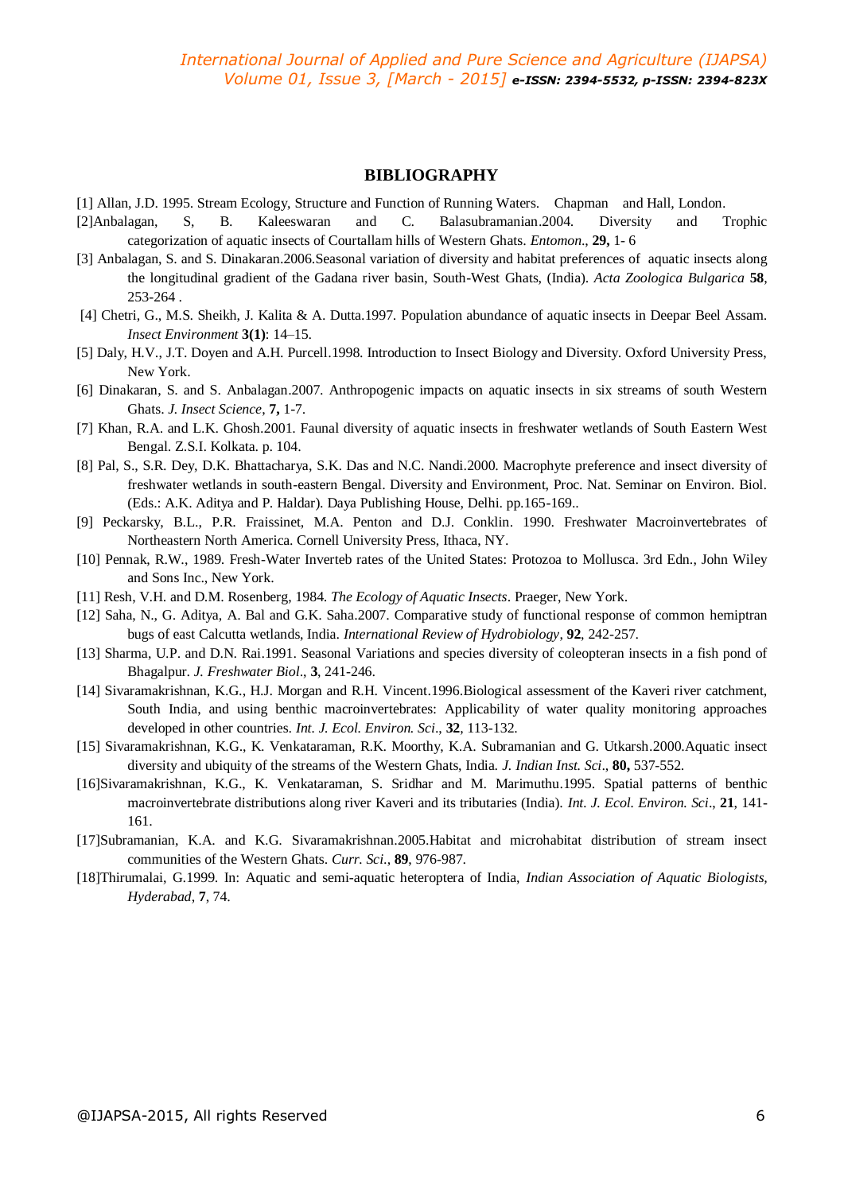## BIBLIOGRAPHY

[1] Allan, J.D. 1995. Stream Ecology, Structure and Function of Running Waters. Chapman and Hall, London.

[2]Anbalagan, S, B. Kaleeswaran and C. Balasubramanian.2004. Diversity and Trophic categorization of aquatic insects of Courtallam hills of Western Ghats. *Entomon*., **29,** 1- 6

[3] Anbalagan, S. and S. Dinakaran.2006.Seasonal variation of diversity and habitat preferences of aquatic insects along the longitudinal gradient of the Gadana river basin, South-West Ghats, (India). *Acta Zoologica Bulgarica* **58**, 253-264 .

[4] Chetri, G., M.S. Sheikh, J. Kalita & A. Dutta.1997. Population abundance of aquatic insects in Deepar Beel Assam. *Insect Environment* **3(1)**: 14–15.

[5] Daly, H.V., J.T. Doyen and A.H. Purcell.1998. Introduction to Insect Biology and Diversity. Oxford University Press, New York.

[6] Dinakaran, S. and S. Anbalagan.2007. Anthropogenic impacts on aquatic insects in six streams of south Western Ghats. *J. Insect Science*, **7,** 1-7.

[7] Khan, R.A. and L.K. Ghosh.2001. Faunal diversity of aquatic insects in freshwater wetlands of South Eastern West Bengal. Z.S.I. Kolkata. p. 104.

[8] Pal, S., S.R. Dey, D.K. Bhattacharya, S.K. Das and N.C. Nandi.2000. Macrophyte preference and insect diversity of freshwater wetlands in south-eastern Bengal. Diversity and Environment, Proc. Nat. Seminar on Environ. Biol. (Eds.: A.K. Aditya and P. Haldar). Daya Publishing House, Delhi. pp.165-169..

[9] Peckarsky, B.L., P.R. Fraissinet, M.A. Penton and D.J. Conklin. 1990. Freshwater Macroinvertebrates of Northeastern North America. Cornell University Press, Ithaca, NY.

[10] Pennak, R.W., 1989. Fresh-Water Inverteb rates of the United States: Protozoa to Mollusca. 3rd Edn., John Wiley and Sons Inc., New York.

[11] Resh, V.H. and D.M. Rosenberg, 1984. *The Ecology of Aquatic Insects*. Praeger, New York.

[12] Saha, N., G. Aditya, A. Bal and G.K. Saha.2007. Comparative study of functional response of common hemiptran bugs of east Calcutta wetlands, India. *International Review of Hydrobiology*, **92**, 242-257.

[13] Sharma, U.P. and D.N. Rai.1991. Seasonal Variations and species diversity of coleopteran insects in a fish pond of Bhagalpur. *J. Freshwater Biol*., **3**, 241-246.

[14] Sivaramakrishnan, K.G., H.J. Morgan and R.H. Vincent.1996.Biological assessment of the Kaveri river catchment, South India, and using benthic macroinvertebrates: Applicability of water quality monitoring approaches developed in other countries. *Int. J. Ecol. Environ. Sci*., **32**, 113-132.

[15] Sivaramakrishnan, K.G., K. Venkataraman, R.K. Moorthy, K.A. Subramanian and G. Utkarsh.2000.Aquatic insect diversity and ubiquity of the streams of the Western Ghats, India. *J. Indian Inst. Sci*., **80,** 537-552.

[16]Sivaramakrishnan, K.G., K. Venkataraman, S. Sridhar and M. Marimuthu.1995. Spatial patterns of benthic macroinvertebrate distributions along river Kaveri and its tributaries (India). *Int. J. Ecol. Environ. Sci*., **21**, 141-161.

[17]Subramanian, K.A. and K.G. Sivaramakrishnan.2005.Habitat and microhabitat distribution of stream insect communities of the Western Ghats. *Curr. Sci.*, **89**, 976-987.

[18]Thirumalai, G.1999. In: Aquatic and semi-aquatic heteroptera of India, *Indian Association of Aquatic Biologists, Hyderabad*, **7**, 74.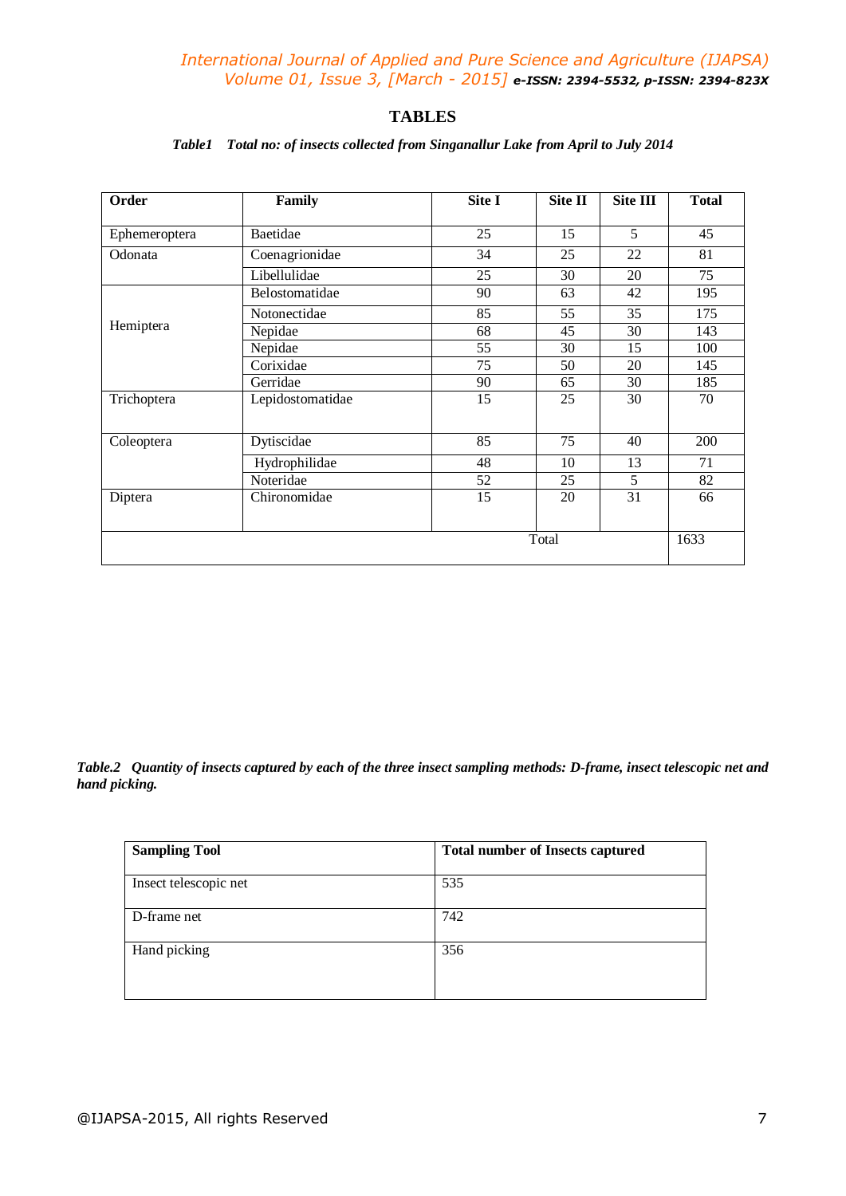## TABLES

*Table1 Total no: of insects collected from Singanallur Lake from April to July 2014*

| Order | Family | Site I | Site II | Site III | Total |
|---|---|---|---|---|---|
| Ephemeroptera | Baetidae | 25 | 15 | 5 | 45 |
| Odonata | Coenagrionidae | 34 | 25 | 22 | 81 |
| | Libellulidae | 25 | 30 | 20 | 75 |
| Hemiptera | Belostomatidae | 90 | 63 | 42 | 195 |
| | Notonectidae | 85 | 55 | 35 | 175 |
| | Nepidae | 68 | 45 | 30 | 143 |
| | Nepidae | 55 | 30 | 15 | 100 |
| | Corixidae | 75 | 50 | 20 | 145 |
| | Gerridae | 90 | 65 | 30 | 185 |
| Trichoptera | Lepidostomatidae | 15 | 25 | 30 | 70 |
| Coleoptera | Dytiscidae | 85 | 75 | 40 | 200 |
| | Hydrophilidae | 48 | 10 | 13 | 71 |
| | Noteridae | 52 | 25 | 5 | 82 |
| Diptera | Chironomidae | 15 | 20 | 31 | 66 |
| | | | Total | | 1633 |

*Table.2 Quantity of insects captured by each of the three insect sampling methods: D-frame, insect telescopic net and hand picking.*

| Sampling Tool | Total number of Insects captured |
|---|---|
| Insect telescopic net | 535 |
| D-frame net | 742 |
| Hand picking | 356 |